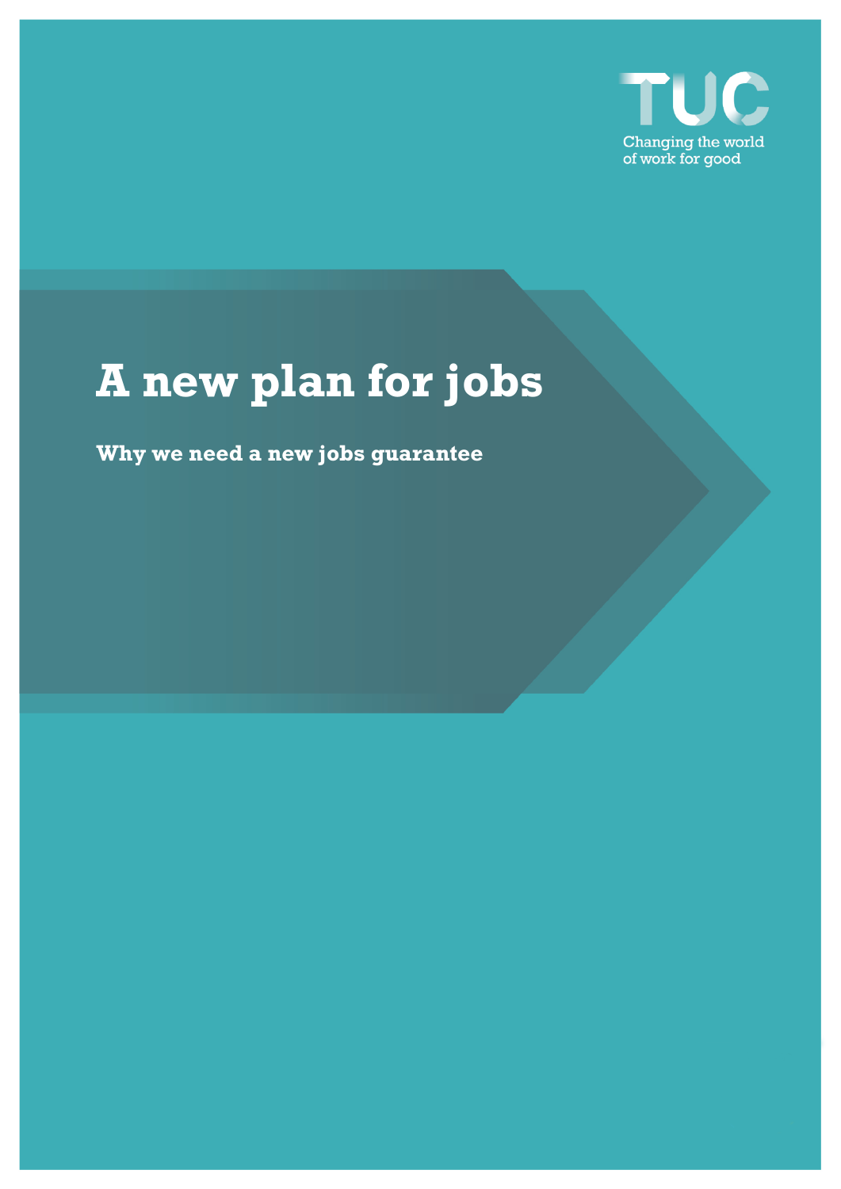TUC

Changing the world of work for good

# A new plan for jobs

**Why we need a new jobs guarantee**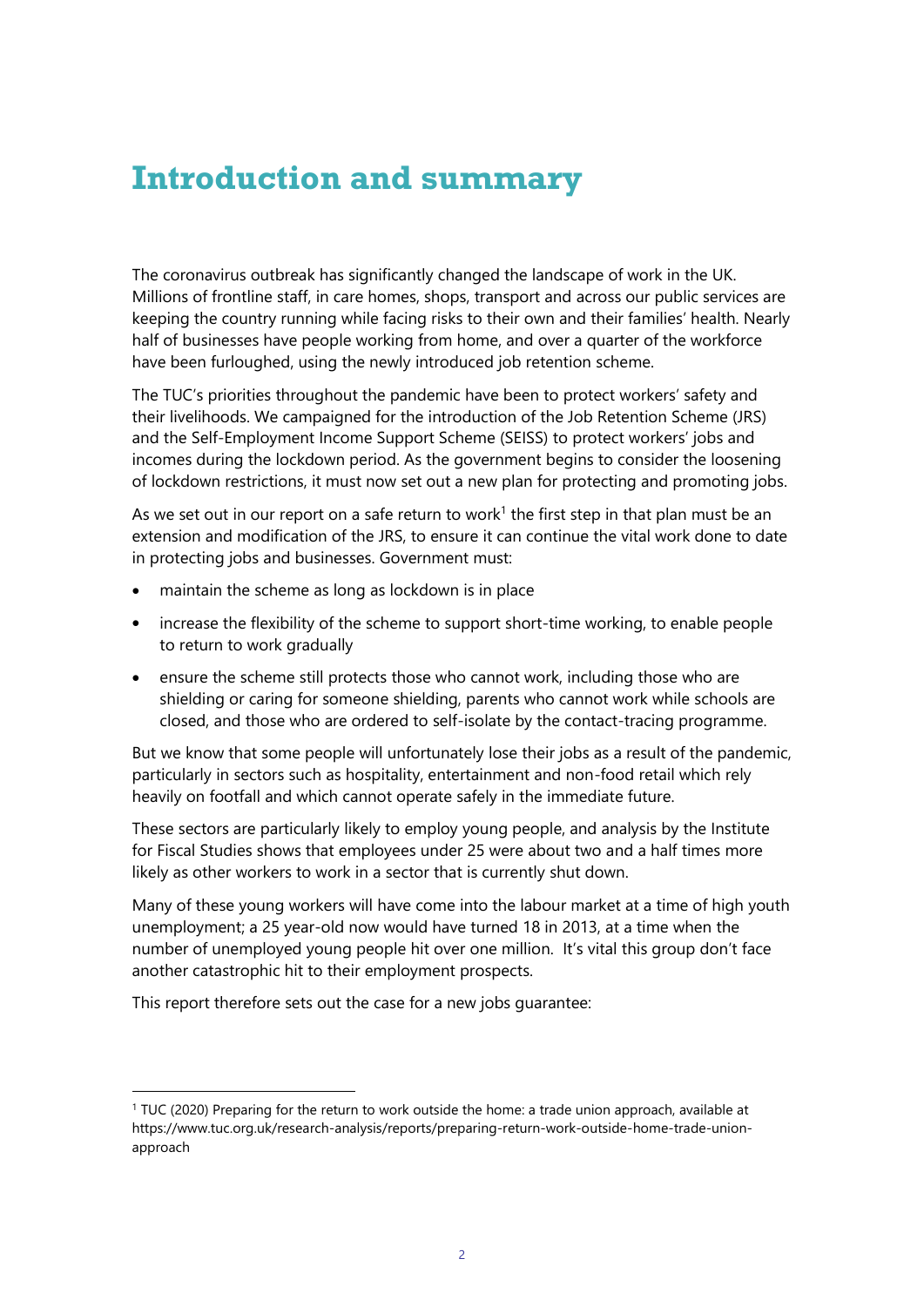# Introduction and summary

The coronavirus outbreak has significantly changed the landscape of work in the UK. Millions of frontline staff, in care homes, shops, transport and across our public services are keeping the country running while facing risks to their own and their families' health. Nearly half of businesses have people working from home, and over a quarter of the workforce have been furloughed, using the newly introduced job retention scheme.

The TUC's priorities throughout the pandemic have been to protect workers' safety and their livelihoods. We campaigned for the introduction of the Job Retention Scheme (JRS) and the Self-Employment Income Support Scheme (SEISS) to protect workers' jobs and incomes during the lockdown period. As the government begins to consider the loosening of lockdown restrictions, it must now set out a new plan for protecting and promoting jobs.

As we set out in our report on a safe return to work[1] the first step in that plan must be an extension and modification of the JRS, to ensure it can continue the vital work done to date in protecting jobs and businesses. Government must:

- maintain the scheme as long as lockdown is in place
- increase the flexibility of the scheme to support short-time working, to enable people to return to work gradually
- ensure the scheme still protects those who cannot work, including those who are shielding or caring for someone shielding, parents who cannot work while schools are closed, and those who are ordered to self-isolate by the contact-tracing programme.

But we know that some people will unfortunately lose their jobs as a result of the pandemic, particularly in sectors such as hospitality, entertainment and non-food retail which rely heavily on footfall and which cannot operate safely in the immediate future.

These sectors are particularly likely to employ young people, and analysis by the Institute for Fiscal Studies shows that employees under 25 were about two and a half times more likely as other workers to work in a sector that is currently shut down.

Many of these young workers will have come into the labour market at a time of high youth unemployment; a 25 year-old now would have turned 18 in 2013, at a time when the number of unemployed young people hit over one million. It's vital this group don't face another catastrophic hit to their employment prospects.

This report therefore sets out the case for a new jobs guarantee:

[1] TUC (2020) Preparing for the return to work outside the home: a trade union approach, available at https://www.tuc.org.uk/research-analysis/reports/preparing-return-work-outside-home-trade-union-approach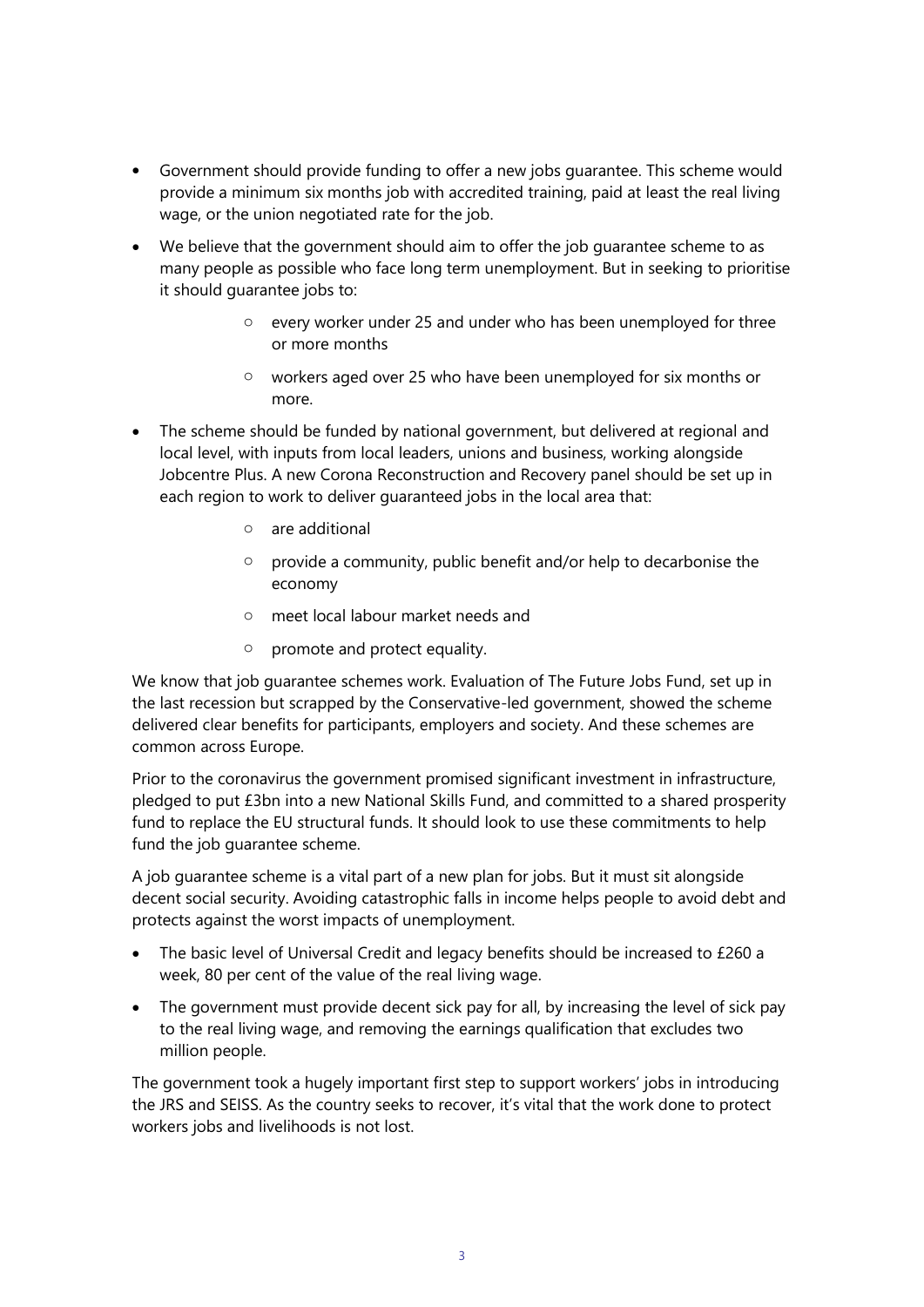- Government should provide funding to offer a new jobs guarantee. This scheme would provide a minimum six months job with accredited training, paid at least the real living wage, or the union negotiated rate for the job.
- We believe that the government should aim to offer the job guarantee scheme to as many people as possible who face long term unemployment. But in seeking to prioritise it should guarantee jobs to:
    - every worker under 25 and under who has been unemployed for three or more months
    - workers aged over 25 who have been unemployed for six months or more.
- The scheme should be funded by national government, but delivered at regional and local level, with inputs from local leaders, unions and business, working alongside Jobcentre Plus. A new Corona Reconstruction and Recovery panel should be set up in each region to work to deliver guaranteed jobs in the local area that:
    - are additional
    - provide a community, public benefit and/or help to decarbonise the economy
    - meet local labour market needs and
    - promote and protect equality.

We know that job guarantee schemes work. Evaluation of The Future Jobs Fund, set up in the last recession but scrapped by the Conservative-led government, showed the scheme delivered clear benefits for participants, employers and society. And these schemes are common across Europe.

Prior to the coronavirus the government promised significant investment in infrastructure, pledged to put £3bn into a new National Skills Fund, and committed to a shared prosperity fund to replace the EU structural funds. It should look to use these commitments to help fund the job guarantee scheme.

A job guarantee scheme is a vital part of a new plan for jobs. But it must sit alongside decent social security. Avoiding catastrophic falls in income helps people to avoid debt and protects against the worst impacts of unemployment.

- The basic level of Universal Credit and legacy benefits should be increased to £260 a week, 80 per cent of the value of the real living wage.
- The government must provide decent sick pay for all, by increasing the level of sick pay to the real living wage, and removing the earnings qualification that excludes two million people.

The government took a hugely important first step to support workers' jobs in introducing the JRS and SEISS. As the country seeks to recover, it's vital that the work done to protect workers jobs and livelihoods is not lost.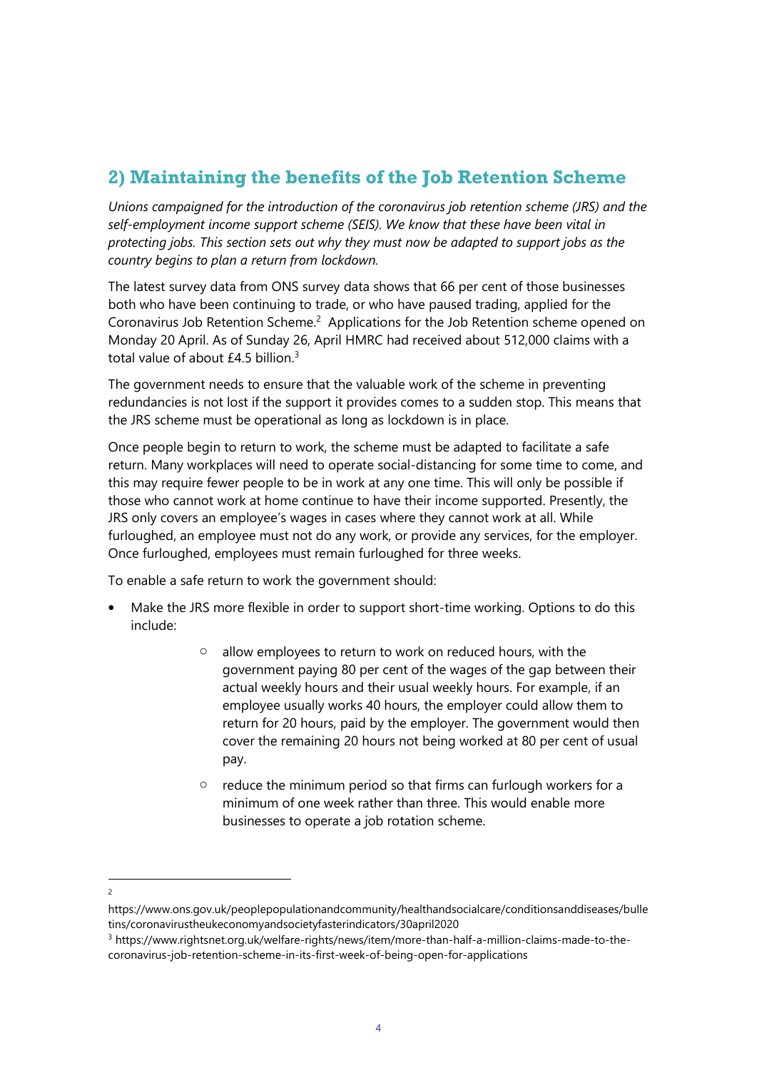## 2) Maintaining the benefits of the Job Retention Scheme

*Unions campaigned for the introduction of the coronavirus job retention scheme (JRS) and the self-employment income support scheme (SEIS). We know that these have been vital in protecting jobs. This section sets out why they must now be adapted to support jobs as the country begins to plan a return from lockdown.*

The latest survey data from ONS survey data shows that 66 per cent of those businesses both who have been continuing to trade, or who have paused trading, applied for the Coronavirus Job Retention Scheme.[2] Applications for the Job Retention scheme opened on Monday 20 April. As of Sunday 26, April HMRC had received about 512,000 claims with a total value of about £4.5 billion.[3]

The government needs to ensure that the valuable work of the scheme in preventing redundancies is not lost if the support it provides comes to a sudden stop. This means that the JRS scheme must be operational as long as lockdown is in place.

Once people begin to return to work, the scheme must be adapted to facilitate a safe return. Many workplaces will need to operate social-distancing for some time to come, and this may require fewer people to be in work at any one time. This will only be possible if those who cannot work at home continue to have their income supported. Presently, the JRS only covers an employee's wages in cases where they cannot work at all. While furloughed, an employee must not do any work, or provide any services, for the employer. Once furloughed, employees must remain furloughed for three weeks.

To enable a safe return to work the government should:

- Make the JRS more flexible in order to support short-time working. Options to do this include:
    - allow employees to return to work on reduced hours, with the government paying 80 per cent of the wages of the gap between their actual weekly hours and their usual weekly hours. For example, if an employee usually works 40 hours, the employer could allow them to return for 20 hours, paid by the employer. The government would then cover the remaining 20 hours not being worked at 80 per cent of usual pay.
    - reduce the minimum period so that firms can furlough workers for a minimum of one week rather than three. This would enable more businesses to operate a job rotation scheme.

---

[2] https://www.ons.gov.uk/peoplepopulationandcommunity/healthandsocialcare/conditionsanddiseases/bulletins/coronavirustheukeconomyandsocietyfasterindicators/30april2020

[3] https://www.rightsnet.org.uk/welfare-rights/news/item/more-than-half-a-million-claims-made-to-the-coronavirus-job-retention-scheme-in-its-first-week-of-being-open-for-applications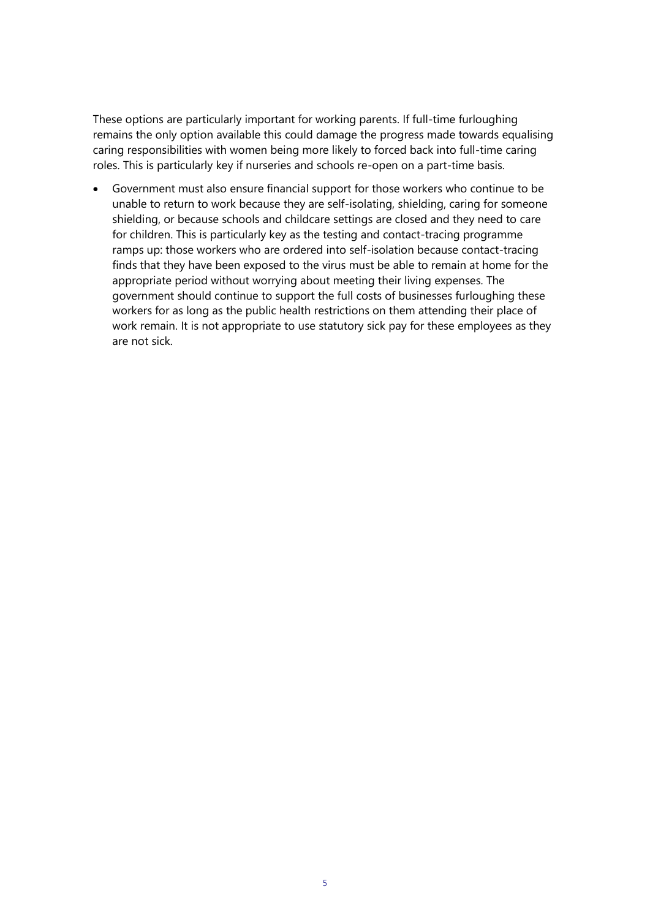These options are particularly important for working parents. If full-time furloughing remains the only option available this could damage the progress made towards equalising caring responsibilities with women being more likely to forced back into full-time caring roles. This is particularly key if nurseries and schools re-open on a part-time basis.

- Government must also ensure financial support for those workers who continue to be unable to return to work because they are self-isolating, shielding, caring for someone shielding, or because schools and childcare settings are closed and they need to care for children. This is particularly key as the testing and contact-tracing programme ramps up: those workers who are ordered into self-isolation because contact-tracing finds that they have been exposed to the virus must be able to remain at home for the appropriate period without worrying about meeting their living expenses. The government should continue to support the full costs of businesses furloughing these workers for as long as the public health restrictions on them attending their place of work remain. It is not appropriate to use statutory sick pay for these employees as they are not sick.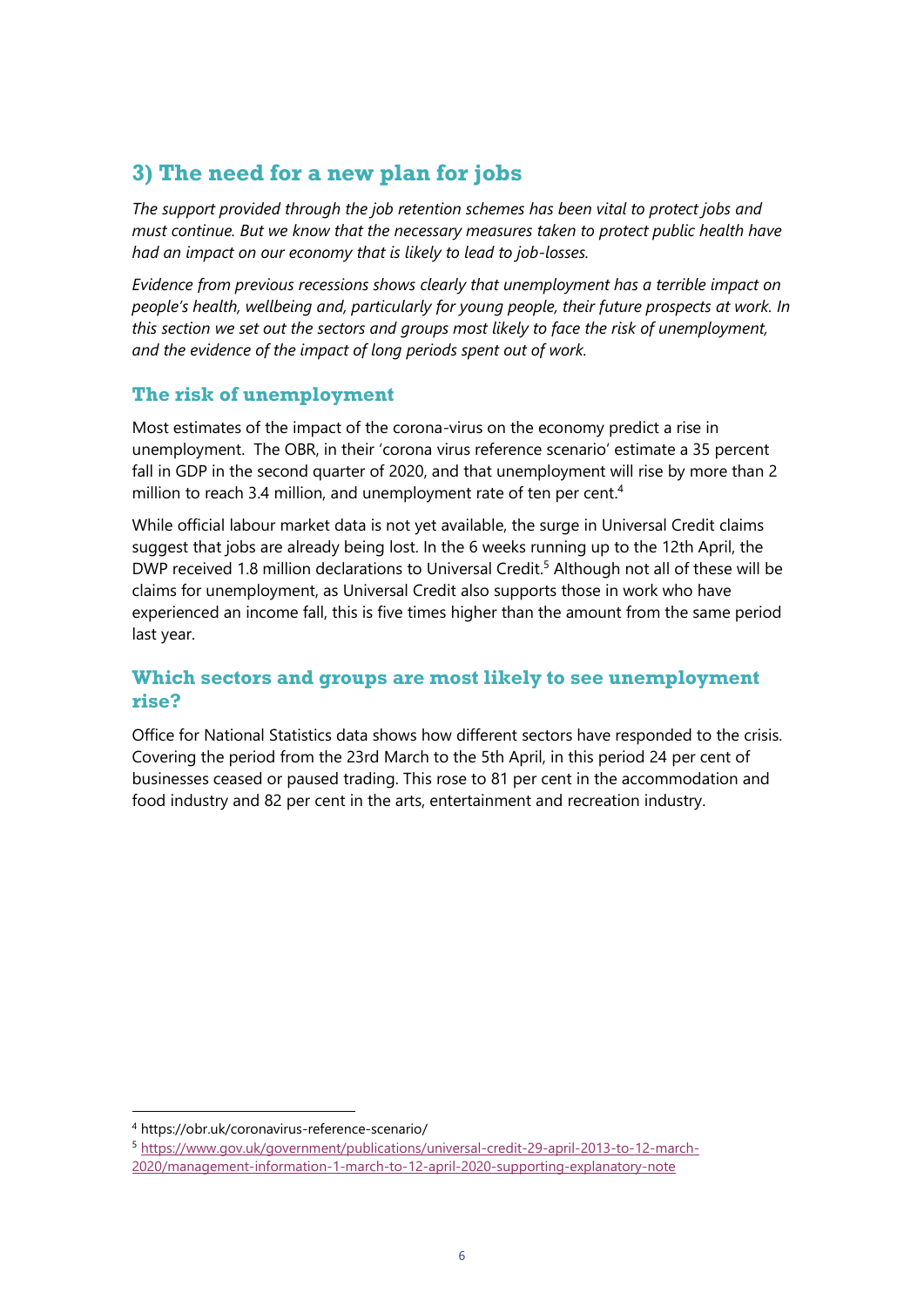## 3) The need for a new plan for jobs

*The support provided through the job retention schemes has been vital to protect jobs and must continue. But we know that the necessary measures taken to protect public health have had an impact on our economy that is likely to lead to job-losses.*

*Evidence from previous recessions shows clearly that unemployment has a terrible impact on people's health, wellbeing and, particularly for young people, their future prospects at work. In this section we set out the sectors and groups most likely to face the risk of unemployment, and the evidence of the impact of long periods spent out of work.*

### The risk of unemployment

Most estimates of the impact of the corona-virus on the economy predict a rise in unemployment. The OBR, in their 'corona virus reference scenario' estimate a 35 percent fall in GDP in the second quarter of 2020, and that unemployment will rise by more than 2 million to reach 3.4 million, and unemployment rate of ten per cent.[4]

While official labour market data is not yet available, the surge in Universal Credit claims suggest that jobs are already being lost. In the 6 weeks running up to the 12th April, the DWP received 1.8 million declarations to Universal Credit.[5] Although not all of these will be claims for unemployment, as Universal Credit also supports those in work who have experienced an income fall, this is five times higher than the amount from the same period last year.

### Which sectors and groups are most likely to see unemployment rise?

Office for National Statistics data shows how different sectors have responded to the crisis. Covering the period from the 23rd March to the 5th April, in this period 24 per cent of businesses ceased or paused trading. This rose to 81 per cent in the accommodation and food industry and 82 per cent in the arts, entertainment and recreation industry.

---

[4] https://obr.uk/coronavirus-reference-scenario/

[5] https://www.gov.uk/government/publications/universal-credit-29-april-2013-to-12-march-2020/management-information-1-march-to-12-april-2020-supporting-explanatory-note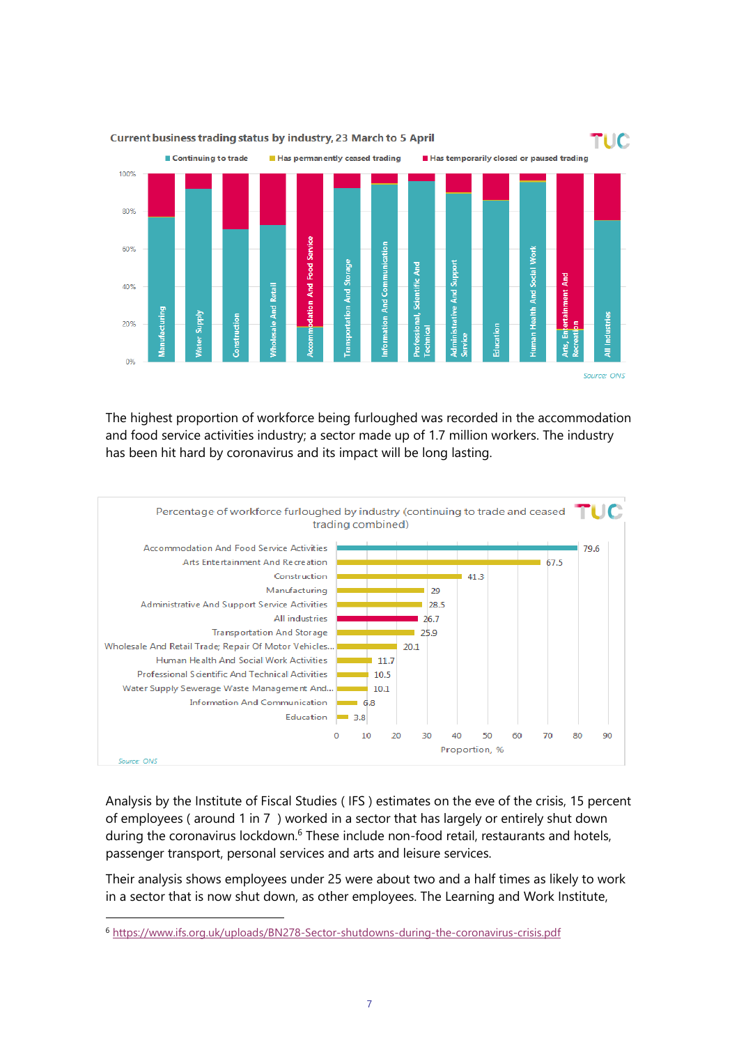**Current business trading status by industry, 23 March to 5 April**

Continuing to trade | Has permanently ceased trading | Has temporarily closed or paused trading

Source: ONS

The highest proportion of workforce being furloughed was recorded in the accommodation and food service activities industry; a sector made up of 1.7 million workers. The industry has been hit hard by coronavirus and its impact will be long lasting.

**Percentage of workforce furloughed by industry (continuing to trade and ceased trading combined)**

| Industry | Proportion, % |
|---|---|
| Accommodation And Food Service Activities | 79.6 |
| Arts Entertainment And Recreation | 67.5 |
| Construction | 41.3 |
| Manufacturing | 29 |
| Administrative And Support Service Activities | 28.5 |
| All industries | 26.7 |
| Transportation And Storage | 25.9 |
| Wholesale And Retail Trade; Repair Of Motor Vehicles... | 20.1 |
| Human Health And Social Work Activities | 11.7 |
| Professional Scientific And Technical Activities | 10.5 |
| Water Supply Sewerage Waste Management And... | 10.1 |
| Information And Communication | 6.8 |
| Education | 3.8 |

Source: ONS

Analysis by the Institute of Fiscal Studies ( IFS ) estimates on the eve of the crisis, 15 percent of employees ( around 1 in 7 ) worked in a sector that has largely or entirely shut down during the coronavirus lockdown.[6] These include non-food retail, restaurants and hotels, passenger transport, personal services and arts and leisure services.

Their analysis shows employees under 25 were about two and a half times as likely to work in a sector that is now shut down, as other employees. The Learning and Work Institute,

---

[6] https://www.ifs.org.uk/uploads/BN278-Sector-shutdowns-during-the-coronavirus-crisis.pdf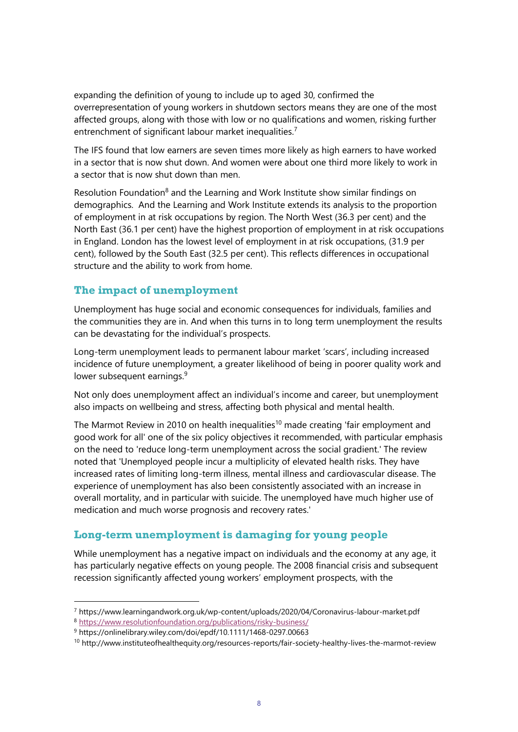expanding the definition of young to include up to aged 30, confirmed the overrepresentation of young workers in shutdown sectors means they are one of the most affected groups, along with those with low or no qualifications and women, risking further entrenchment of significant labour market inequalities.[7]

The IFS found that low earners are seven times more likely as high earners to have worked in a sector that is now shut down. And women were about one third more likely to work in a sector that is now shut down than men.

Resolution Foundation[8] and the Learning and Work Institute show similar findings on demographics. And the Learning and Work Institute extends its analysis to the proportion of employment in at risk occupations by region. The North West (36.3 per cent) and the North East (36.1 per cent) have the highest proportion of employment in at risk occupations in England. London has the lowest level of employment in at risk occupations, (31.9 per cent), followed by the South East (32.5 per cent). This reflects differences in occupational structure and the ability to work from home.

## The impact of unemployment

Unemployment has huge social and economic consequences for individuals, families and the communities they are in. And when this turns in to long term unemployment the results can be devastating for the individual's prospects.

Long-term unemployment leads to permanent labour market 'scars', including increased incidence of future unemployment, a greater likelihood of being in poorer quality work and lower subsequent earnings.[9]

Not only does unemployment affect an individual's income and career, but unemployment also impacts on wellbeing and stress, affecting both physical and mental health.

The Marmot Review in 2010 on health inequalities[10] made creating 'fair employment and good work for all' one of the six policy objectives it recommended, with particular emphasis on the need to 'reduce long-term unemployment across the social gradient.' The review noted that 'Unemployed people incur a multiplicity of elevated health risks. They have increased rates of limiting long-term illness, mental illness and cardiovascular disease. The experience of unemployment has also been consistently associated with an increase in overall mortality, and in particular with suicide. The unemployed have much higher use of medication and much worse prognosis and recovery rates.'

## Long-term unemployment is damaging for young people

While unemployment has a negative impact on individuals and the economy at any age, it has particularly negative effects on young people. The 2008 financial crisis and subsequent recession significantly affected young workers' employment prospects, with the

---

[7] https://www.learningandwork.org.uk/wp-content/uploads/2020/04/Coronavirus-labour-market.pdf

[8] https://www.resolutionfoundation.org/publications/risky-business/

[9] https://onlinelibrary.wiley.com/doi/epdf/10.1111/1468-0297.00663

[10] http://www.instituteofhealthequity.org/resources-reports/fair-society-healthy-lives-the-marmot-review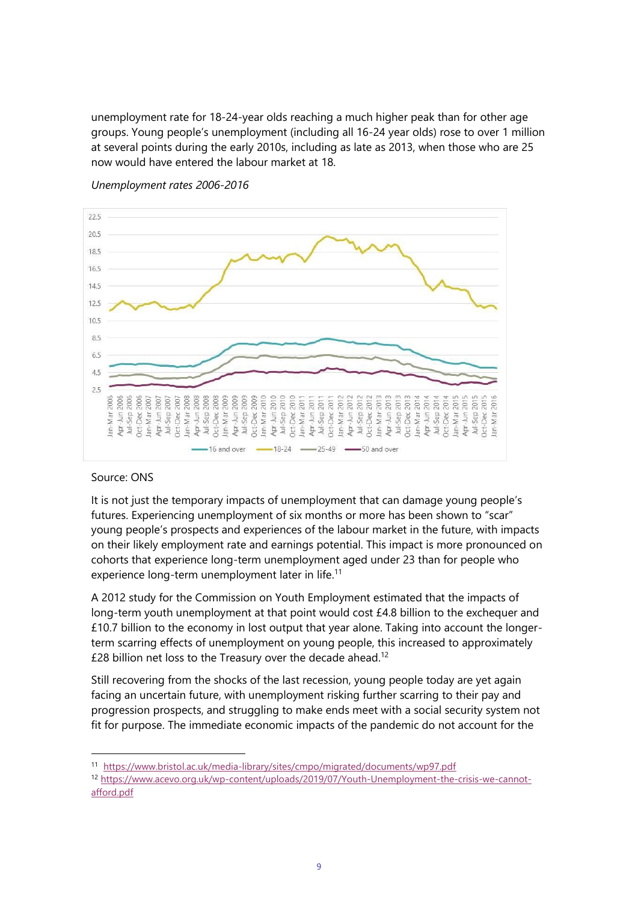unemployment rate for 18-24-year olds reaching a much higher peak than for other age groups. Young people's unemployment (including all 16-24 year olds) rose to over 1 million at several points during the early 2010s, including as late as 2013, when those who are 25 now would have entered the labour market at 18.

*Unemployment rates 2006-2016*

Source: ONS

It is not just the temporary impacts of unemployment that can damage young people's futures. Experiencing unemployment of six months or more has been shown to "scar" young people's prospects and experiences of the labour market in the future, with impacts on their likely employment rate and earnings potential. This impact is more pronounced on cohorts that experience long-term unemployment aged under 23 than for people who experience long-term unemployment later in life.[11]

A 2012 study for the Commission on Youth Employment estimated that the impacts of long-term youth unemployment at that point would cost £4.8 billion to the exchequer and £10.7 billion to the economy in lost output that year alone. Taking into account the longer-term scarring effects of unemployment on young people, this increased to approximately £28 billion net loss to the Treasury over the decade ahead.[12]

Still recovering from the shocks of the last recession, young people today are yet again facing an uncertain future, with unemployment risking further scarring to their pay and progression prospects, and struggling to make ends meet with a social security system not fit for purpose. The immediate economic impacts of the pandemic do not account for the

[11] https://www.bristol.ac.uk/media-library/sites/cmpo/migrated/documents/wp97.pdf

[12] https://www.acevo.org.uk/wp-content/uploads/2019/07/Youth-Unemployment-the-crisis-we-cannot-afford.pdf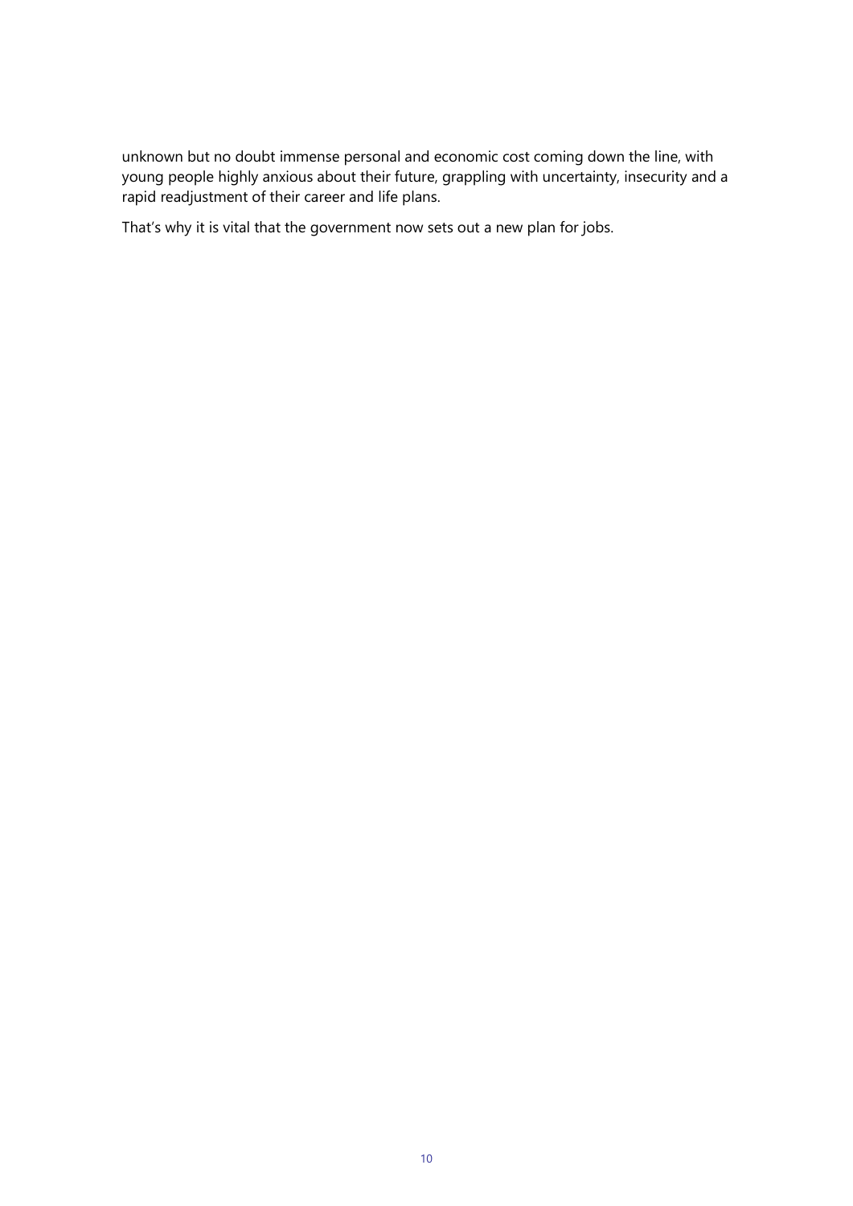unknown but no doubt immense personal and economic cost coming down the line, with young people highly anxious about their future, grappling with uncertainty, insecurity and a rapid readjustment of their career and life plans.

That's why it is vital that the government now sets out a new plan for jobs.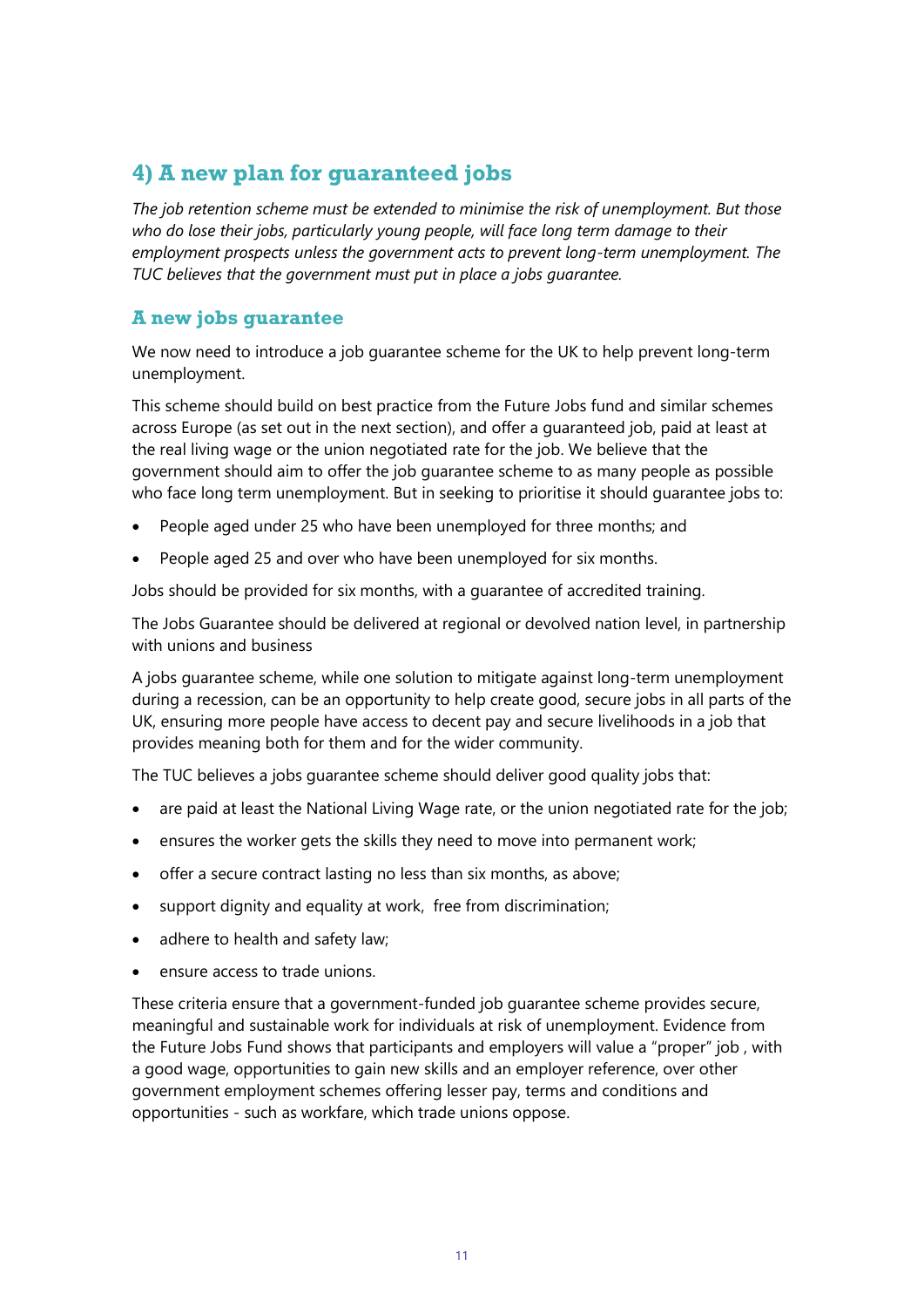## 4) A new plan for guaranteed jobs

*The job retention scheme must be extended to minimise the risk of unemployment. But those who do lose their jobs, particularly young people, will face long term damage to their employment prospects unless the government acts to prevent long-term unemployment. The TUC believes that the government must put in place a jobs guarantee.*

### A new jobs guarantee

We now need to introduce a job guarantee scheme for the UK to help prevent long-term unemployment.

This scheme should build on best practice from the Future Jobs fund and similar schemes across Europe (as set out in the next section), and offer a guaranteed job, paid at least at the real living wage or the union negotiated rate for the job. We believe that the government should aim to offer the job guarantee scheme to as many people as possible who face long term unemployment. But in seeking to prioritise it should guarantee jobs to:

- People aged under 25 who have been unemployed for three months; and
- People aged 25 and over who have been unemployed for six months.

Jobs should be provided for six months, with a guarantee of accredited training.

The Jobs Guarantee should be delivered at regional or devolved nation level, in partnership with unions and business

A jobs guarantee scheme, while one solution to mitigate against long-term unemployment during a recession, can be an opportunity to help create good, secure jobs in all parts of the UK, ensuring more people have access to decent pay and secure livelihoods in a job that provides meaning both for them and for the wider community.

The TUC believes a jobs guarantee scheme should deliver good quality jobs that:

- are paid at least the National Living Wage rate, or the union negotiated rate for the job;
- ensures the worker gets the skills they need to move into permanent work;
- offer a secure contract lasting no less than six months, as above;
- support dignity and equality at work, free from discrimination;
- adhere to health and safety law;
- ensure access to trade unions.

These criteria ensure that a government-funded job guarantee scheme provides secure, meaningful and sustainable work for individuals at risk of unemployment. Evidence from the Future Jobs Fund shows that participants and employers will value a "proper" job , with a good wage, opportunities to gain new skills and an employer reference, over other government employment schemes offering lesser pay, terms and conditions and opportunities - such as workfare, which trade unions oppose.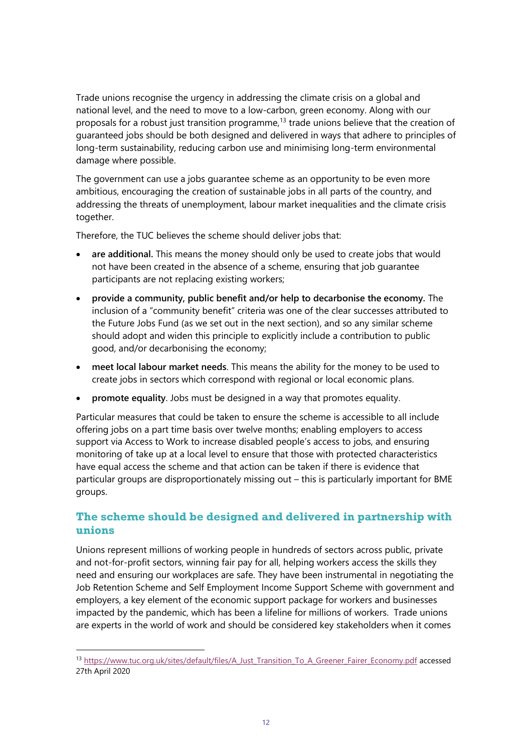Trade unions recognise the urgency in addressing the climate crisis on a global and national level, and the need to move to a low-carbon, green economy. Along with our proposals for a robust just transition programme,[13] trade unions believe that the creation of guaranteed jobs should be both designed and delivered in ways that adhere to principles of long-term sustainability, reducing carbon use and minimising long-term environmental damage where possible.

The government can use a jobs guarantee scheme as an opportunity to be even more ambitious, encouraging the creation of sustainable jobs in all parts of the country, and addressing the threats of unemployment, labour market inequalities and the climate crisis together.

Therefore, the TUC believes the scheme should deliver jobs that:

- **are additional.** This means the money should only be used to create jobs that would not have been created in the absence of a scheme, ensuring that job guarantee participants are not replacing existing workers;
- **provide a community, public benefit and/or help to decarbonise the economy.** The inclusion of a "community benefit" criteria was one of the clear successes attributed to the Future Jobs Fund (as we set out in the next section), and so any similar scheme should adopt and widen this principle to explicitly include a contribution to public good, and/or decarbonising the economy;
- **meet local labour market needs**. This means the ability for the money to be used to create jobs in sectors which correspond with regional or local economic plans.
- **promote equality**. Jobs must be designed in a way that promotes equality.

Particular measures that could be taken to ensure the scheme is accessible to all include offering jobs on a part time basis over twelve months; enabling employers to access support via Access to Work to increase disabled people's access to jobs, and ensuring monitoring of take up at a local level to ensure that those with protected characteristics have equal access the scheme and that action can be taken if there is evidence that particular groups are disproportionately missing out – this is particularly important for BME groups.

## The scheme should be designed and delivered in partnership with unions

Unions represent millions of working people in hundreds of sectors across public, private and not-for-profit sectors, winning fair pay for all, helping workers access the skills they need and ensuring our workplaces are safe. They have been instrumental in negotiating the Job Retention Scheme and Self Employment Income Support Scheme with government and employers, a key element of the economic support package for workers and businesses impacted by the pandemic, which has been a lifeline for millions of workers. Trade unions are experts in the world of work and should be considered key stakeholders when it comes

[13] https://www.tuc.org.uk/sites/default/files/A_Just_Transition_To_A_Greener_Fairer_Economy.pdf accessed 27th April 2020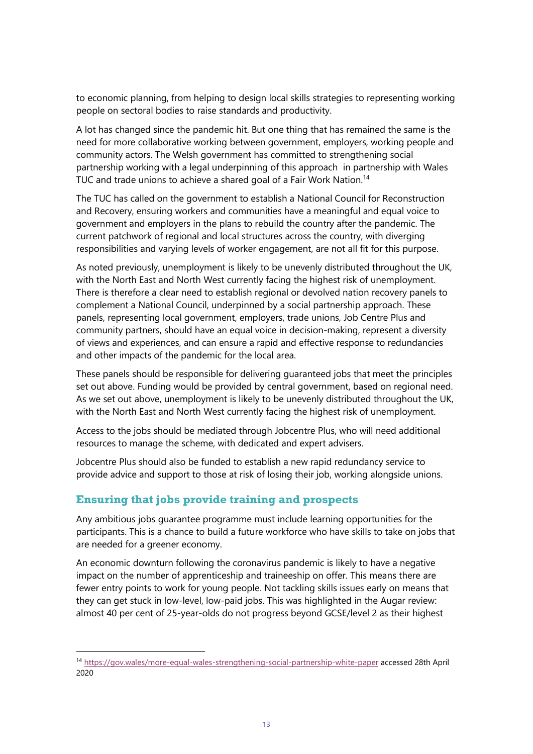to economic planning, from helping to design local skills strategies to representing working people on sectoral bodies to raise standards and productivity.

A lot has changed since the pandemic hit. But one thing that has remained the same is the need for more collaborative working between government, employers, working people and community actors. The Welsh government has committed to strengthening social partnership working with a legal underpinning of this approach in partnership with Wales TUC and trade unions to achieve a shared goal of a Fair Work Nation.[14]

The TUC has called on the government to establish a National Council for Reconstruction and Recovery, ensuring workers and communities have a meaningful and equal voice to government and employers in the plans to rebuild the country after the pandemic. The current patchwork of regional and local structures across the country, with diverging responsibilities and varying levels of worker engagement, are not all fit for this purpose.

As noted previously, unemployment is likely to be unevenly distributed throughout the UK, with the North East and North West currently facing the highest risk of unemployment. There is therefore a clear need to establish regional or devolved nation recovery panels to complement a National Council, underpinned by a social partnership approach. These panels, representing local government, employers, trade unions, Job Centre Plus and community partners, should have an equal voice in decision-making, represent a diversity of views and experiences, and can ensure a rapid and effective response to redundancies and other impacts of the pandemic for the local area.

These panels should be responsible for delivering guaranteed jobs that meet the principles set out above. Funding would be provided by central government, based on regional need. As we set out above, unemployment is likely to be unevenly distributed throughout the UK, with the North East and North West currently facing the highest risk of unemployment.

Access to the jobs should be mediated through Jobcentre Plus, who will need additional resources to manage the scheme, with dedicated and expert advisers.

Jobcentre Plus should also be funded to establish a new rapid redundancy service to provide advice and support to those at risk of losing their job, working alongside unions.

## Ensuring that jobs provide training and prospects

Any ambitious jobs guarantee programme must include learning opportunities for the participants. This is a chance to build a future workforce who have skills to take on jobs that are needed for a greener economy.

An economic downturn following the coronavirus pandemic is likely to have a negative impact on the number of apprenticeship and traineeship on offer. This means there are fewer entry points to work for young people. Not tackling skills issues early on means that they can get stuck in low-level, low-paid jobs. This was highlighted in the Augar review: almost 40 per cent of 25-year-olds do not progress beyond GCSE/level 2 as their highest

---

[14] https://gov.wales/more-equal-wales-strengthening-social-partnership-white-paper accessed 28th April 2020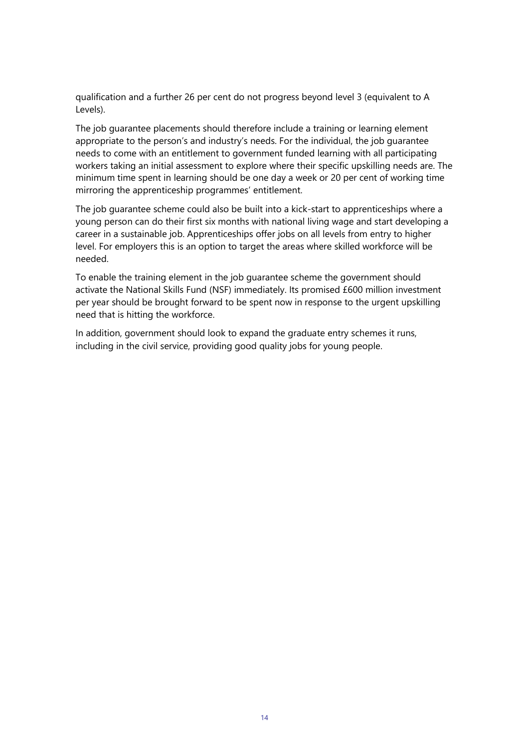qualification and a further 26 per cent do not progress beyond level 3 (equivalent to A Levels).

The job guarantee placements should therefore include a training or learning element appropriate to the person's and industry's needs. For the individual, the job guarantee needs to come with an entitlement to government funded learning with all participating workers taking an initial assessment to explore where their specific upskilling needs are. The minimum time spent in learning should be one day a week or 20 per cent of working time mirroring the apprenticeship programmes' entitlement.

The job guarantee scheme could also be built into a kick-start to apprenticeships where a young person can do their first six months with national living wage and start developing a career in a sustainable job. Apprenticeships offer jobs on all levels from entry to higher level. For employers this is an option to target the areas where skilled workforce will be needed.

To enable the training element in the job guarantee scheme the government should activate the National Skills Fund (NSF) immediately. Its promised £600 million investment per year should be brought forward to be spent now in response to the urgent upskilling need that is hitting the workforce.

In addition, government should look to expand the graduate entry schemes it runs, including in the civil service, providing good quality jobs for young people.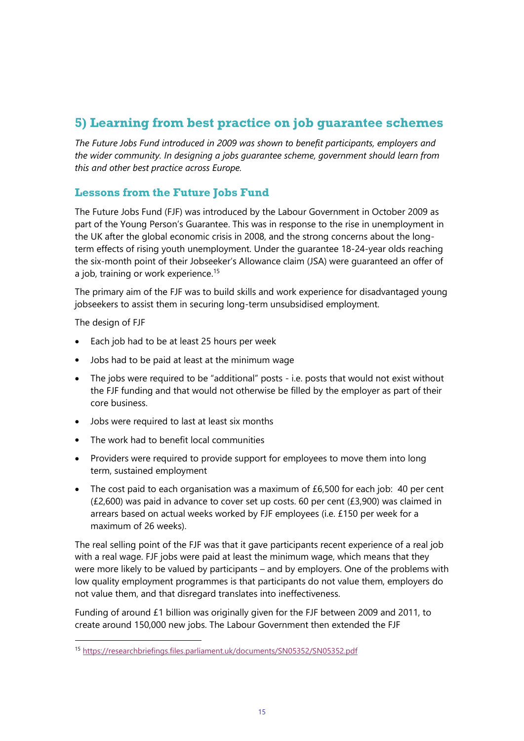## 5) Learning from best practice on job guarantee schemes

*The Future Jobs Fund introduced in 2009 was shown to benefit participants, employers and the wider community. In designing a jobs guarantee scheme, government should learn from this and other best practice across Europe.*

### Lessons from the Future Jobs Fund

The Future Jobs Fund (FJF) was introduced by the Labour Government in October 2009 as part of the Young Person's Guarantee. This was in response to the rise in unemployment in the UK after the global economic crisis in 2008, and the strong concerns about the long-term effects of rising youth unemployment. Under the guarantee 18-24-year olds reaching the six-month point of their Jobseeker's Allowance claim (JSA) were guaranteed an offer of a job, training or work experience.[15]

The primary aim of the FJF was to build skills and work experience for disadvantaged young jobseekers to assist them in securing long-term unsubsidised employment.

The design of FJF

- Each job had to be at least 25 hours per week
- Jobs had to be paid at least at the minimum wage
- The jobs were required to be "additional" posts - i.e. posts that would not exist without the FJF funding and that would not otherwise be filled by the employer as part of their core business.
- Jobs were required to last at least six months
- The work had to benefit local communities
- Providers were required to provide support for employees to move them into long term, sustained employment
- The cost paid to each organisation was a maximum of £6,500 for each job: 40 per cent (£2,600) was paid in advance to cover set up costs. 60 per cent (£3,900) was claimed in arrears based on actual weeks worked by FJF employees (i.e. £150 per week for a maximum of 26 weeks).

The real selling point of the FJF was that it gave participants recent experience of a real job with a real wage. FJF jobs were paid at least the minimum wage, which means that they were more likely to be valued by participants – and by employers. One of the problems with low quality employment programmes is that participants do not value them, employers do not value them, and that disregard translates into ineffectiveness.

Funding of around £1 billion was originally given for the FJF between 2009 and 2011, to create around 150,000 new jobs. The Labour Government then extended the FJF

[15] https://researchbriefings.files.parliament.uk/documents/SN05352/SN05352.pdf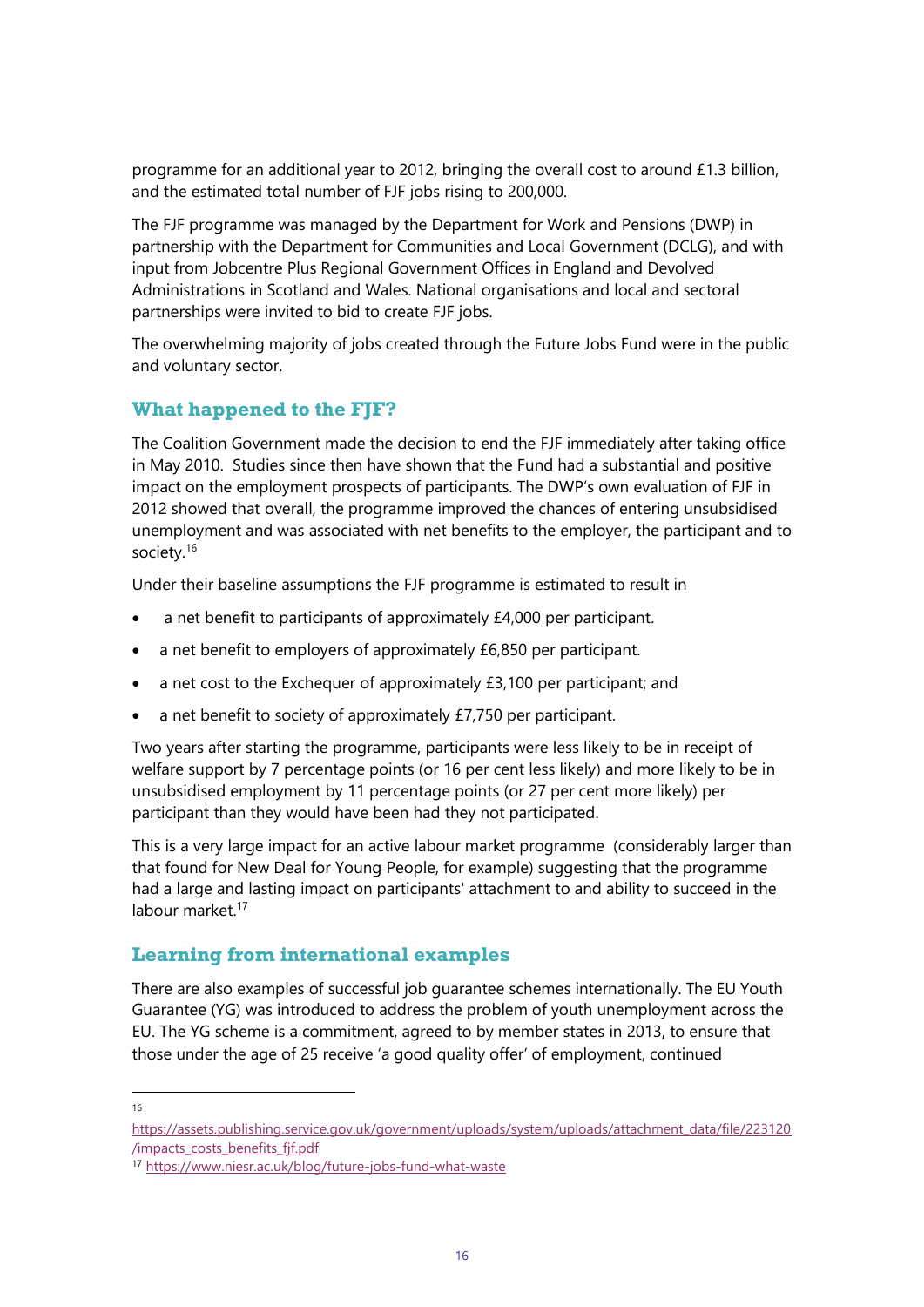programme for an additional year to 2012, bringing the overall cost to around £1.3 billion, and the estimated total number of FJF jobs rising to 200,000.

The FJF programme was managed by the Department for Work and Pensions (DWP) in partnership with the Department for Communities and Local Government (DCLG), and with input from Jobcentre Plus Regional Government Offices in England and Devolved Administrations in Scotland and Wales. National organisations and local and sectoral partnerships were invited to bid to create FJF jobs.

The overwhelming majority of jobs created through the Future Jobs Fund were in the public and voluntary sector.

## What happened to the FJF?

The Coalition Government made the decision to end the FJF immediately after taking office in May 2010. Studies since then have shown that the Fund had a substantial and positive impact on the employment prospects of participants. The DWP's own evaluation of FJF in 2012 showed that overall, the programme improved the chances of entering unsubsidised unemployment and was associated with net benefits to the employer, the participant and to society.[16]

Under their baseline assumptions the FJF programme is estimated to result in

- a net benefit to participants of approximately £4,000 per participant.
- a net benefit to employers of approximately £6,850 per participant.
- a net cost to the Exchequer of approximately £3,100 per participant; and
- a net benefit to society of approximately £7,750 per participant.

Two years after starting the programme, participants were less likely to be in receipt of welfare support by 7 percentage points (or 16 per cent less likely) and more likely to be in unsubsidised employment by 11 percentage points (or 27 per cent more likely) per participant than they would have been had they not participated.

This is a very large impact for an active labour market programme (considerably larger than that found for New Deal for Young People, for example) suggesting that the programme had a large and lasting impact on participants' attachment to and ability to succeed in the labour market.[17]

## Learning from international examples

There are also examples of successful job guarantee schemes internationally. The EU Youth Guarantee (YG) was introduced to address the problem of youth unemployment across the EU. The YG scheme is a commitment, agreed to by member states in 2013, to ensure that those under the age of 25 receive 'a good quality offer' of employment, continued

---

[16] https://assets.publishing.service.gov.uk/government/uploads/system/uploads/attachment_data/file/223120/impacts_costs_benefits_fjf.pdf

[17] https://www.niesr.ac.uk/blog/future-jobs-fund-what-waste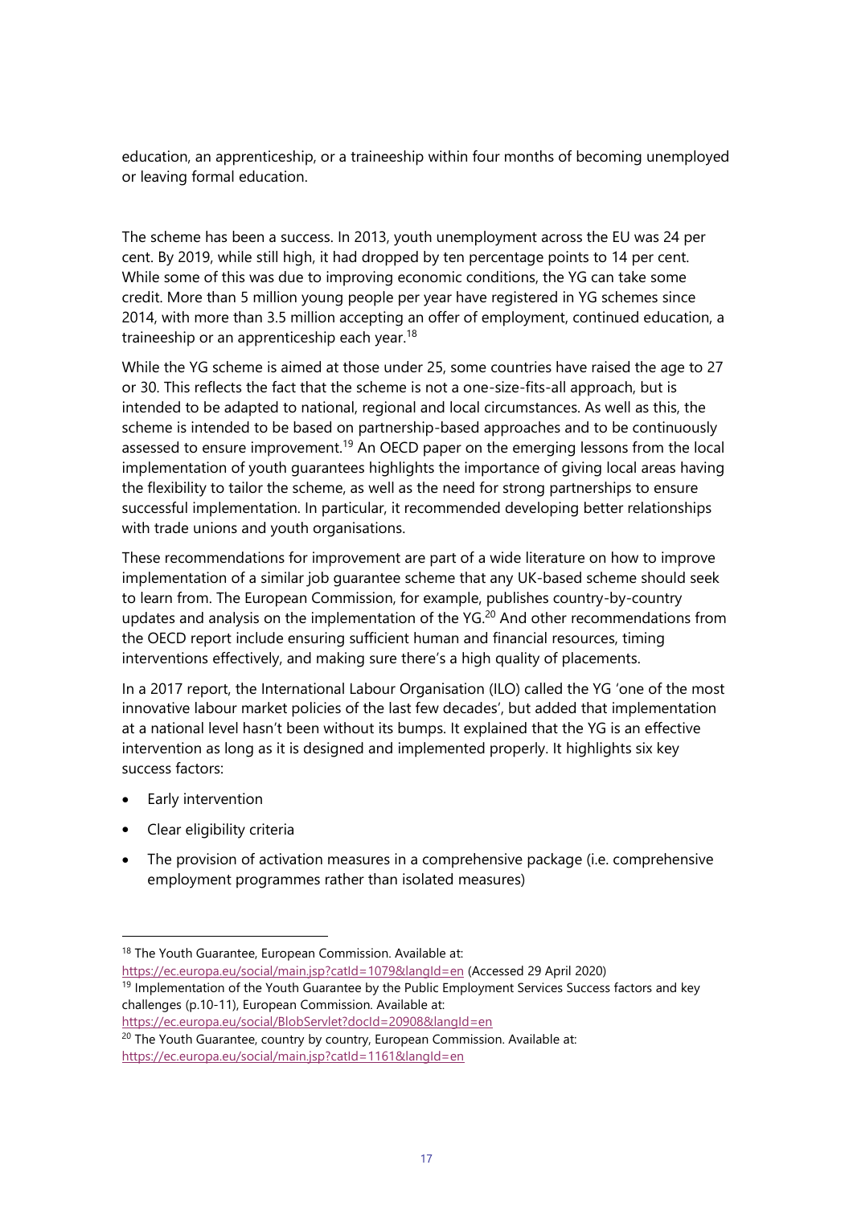education, an apprenticeship, or a traineeship within four months of becoming unemployed or leaving formal education.

The scheme has been a success. In 2013, youth unemployment across the EU was 24 per cent. By 2019, while still high, it had dropped by ten percentage points to 14 per cent. While some of this was due to improving economic conditions, the YG can take some credit. More than 5 million young people per year have registered in YG schemes since 2014, with more than 3.5 million accepting an offer of employment, continued education, a traineeship or an apprenticeship each year.[18]

While the YG scheme is aimed at those under 25, some countries have raised the age to 27 or 30. This reflects the fact that the scheme is not a one-size-fits-all approach, but is intended to be adapted to national, regional and local circumstances. As well as this, the scheme is intended to be based on partnership-based approaches and to be continuously assessed to ensure improvement.[19] An OECD paper on the emerging lessons from the local implementation of youth guarantees highlights the importance of giving local areas having the flexibility to tailor the scheme, as well as the need for strong partnerships to ensure successful implementation. In particular, it recommended developing better relationships with trade unions and youth organisations.

These recommendations for improvement are part of a wide literature on how to improve implementation of a similar job guarantee scheme that any UK-based scheme should seek to learn from. The European Commission, for example, publishes country-by-country updates and analysis on the implementation of the YG.[20] And other recommendations from the OECD report include ensuring sufficient human and financial resources, timing interventions effectively, and making sure there's a high quality of placements.

In a 2017 report, the International Labour Organisation (ILO) called the YG 'one of the most innovative labour market policies of the last few decades', but added that implementation at a national level hasn't been without its bumps. It explained that the YG is an effective intervention as long as it is designed and implemented properly. It highlights six key success factors:

- Early intervention
- Clear eligibility criteria
- The provision of activation measures in a comprehensive package (i.e. comprehensive employment programmes rather than isolated measures)

---

[18] The Youth Guarantee, European Commission. Available at: https://ec.europa.eu/social/main.jsp?catId=1079&langId=en (Accessed 29 April 2020)

[19] Implementation of the Youth Guarantee by the Public Employment Services Success factors and key challenges (p.10-11), European Commission. Available at: https://ec.europa.eu/social/BlobServlet?docId=20908&langId=en

[20] The Youth Guarantee, country by country, European Commission. Available at: https://ec.europa.eu/social/main.jsp?catId=1161&langId=en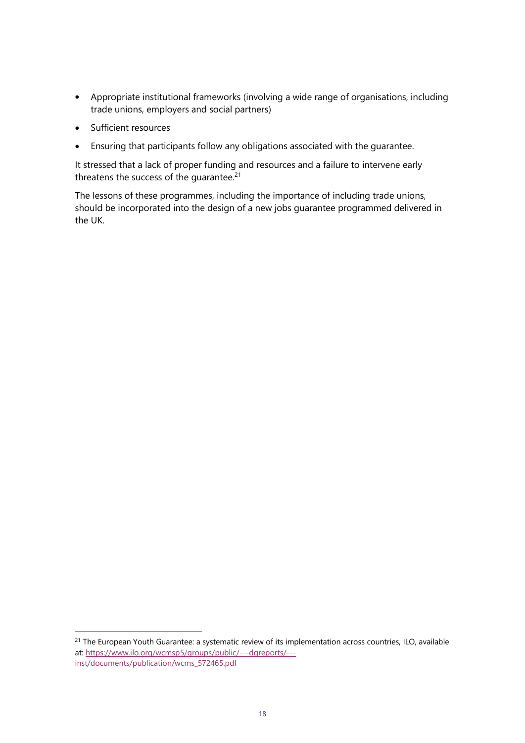- Appropriate institutional frameworks (involving a wide range of organisations, including trade unions, employers and social partners)
- Sufficient resources
- Ensuring that participants follow any obligations associated with the guarantee.

It stressed that a lack of proper funding and resources and a failure to intervene early threatens the success of the guarantee.[21]

The lessons of these programmes, including the importance of including trade unions, should be incorporated into the design of a new jobs guarantee programmed delivered in the UK.

---

[21] The European Youth Guarantee: a systematic review of its implementation across countries, ILO, available at: https://www.ilo.org/wcmsp5/groups/public/---dgreports/---inst/documents/publication/wcms_572465.pdf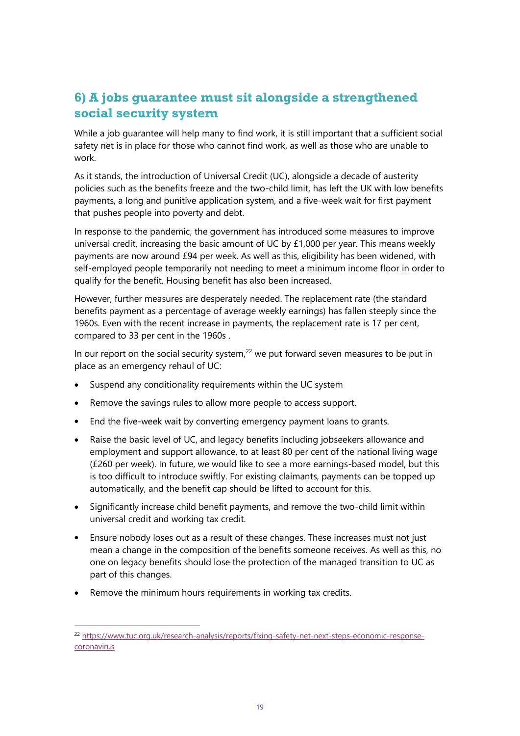## 6) A jobs guarantee must sit alongside a strengthened social security system

While a job guarantee will help many to find work, it is still important that a sufficient social safety net is in place for those who cannot find work, as well as those who are unable to work.

As it stands, the introduction of Universal Credit (UC), alongside a decade of austerity policies such as the benefits freeze and the two-child limit, has left the UK with low benefits payments, a long and punitive application system, and a five-week wait for first payment that pushes people into poverty and debt.

In response to the pandemic, the government has introduced some measures to improve universal credit, increasing the basic amount of UC by £1,000 per year. This means weekly payments are now around £94 per week. As well as this, eligibility has been widened, with self-employed people temporarily not needing to meet a minimum income floor in order to qualify for the benefit. Housing benefit has also been increased.

However, further measures are desperately needed. The replacement rate (the standard benefits payment as a percentage of average weekly earnings) has fallen steeply since the 1960s. Even with the recent increase in payments, the replacement rate is 17 per cent, compared to 33 per cent in the 1960s .

In our report on the social security system,[22] we put forward seven measures to be put in place as an emergency rehaul of UC:

- Suspend any conditionality requirements within the UC system
- Remove the savings rules to allow more people to access support.
- End the five-week wait by converting emergency payment loans to grants.
- Raise the basic level of UC, and legacy benefits including jobseekers allowance and employment and support allowance, to at least 80 per cent of the national living wage (£260 per week). In future, we would like to see a more earnings-based model, but this is too difficult to introduce swiftly. For existing claimants, payments can be topped up automatically, and the benefit cap should be lifted to account for this.
- Significantly increase child benefit payments, and remove the two-child limit within universal credit and working tax credit.
- Ensure nobody loses out as a result of these changes. These increases must not just mean a change in the composition of the benefits someone receives. As well as this, no one on legacy benefits should lose the protection of the managed transition to UC as part of this changes.
- Remove the minimum hours requirements in working tax credits.

---

[22] https://www.tuc.org.uk/research-analysis/reports/fixing-safety-net-next-steps-economic-response-coronavirus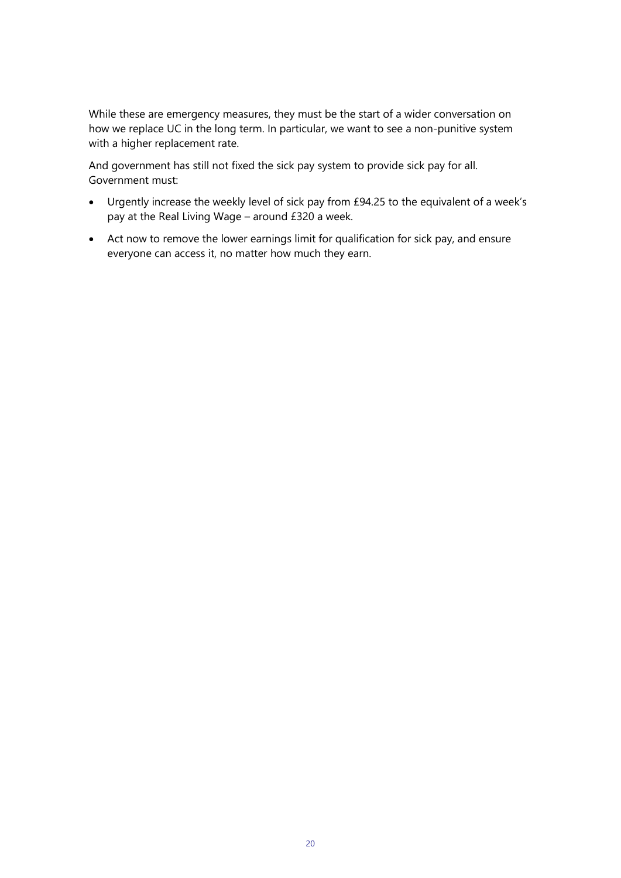While these are emergency measures, they must be the start of a wider conversation on how we replace UC in the long term. In particular, we want to see a non-punitive system with a higher replacement rate.

And government has still not fixed the sick pay system to provide sick pay for all. Government must:

- Urgently increase the weekly level of sick pay from £94.25 to the equivalent of a week's pay at the Real Living Wage – around £320 a week.
- Act now to remove the lower earnings limit for qualification for sick pay, and ensure everyone can access it, no matter how much they earn.